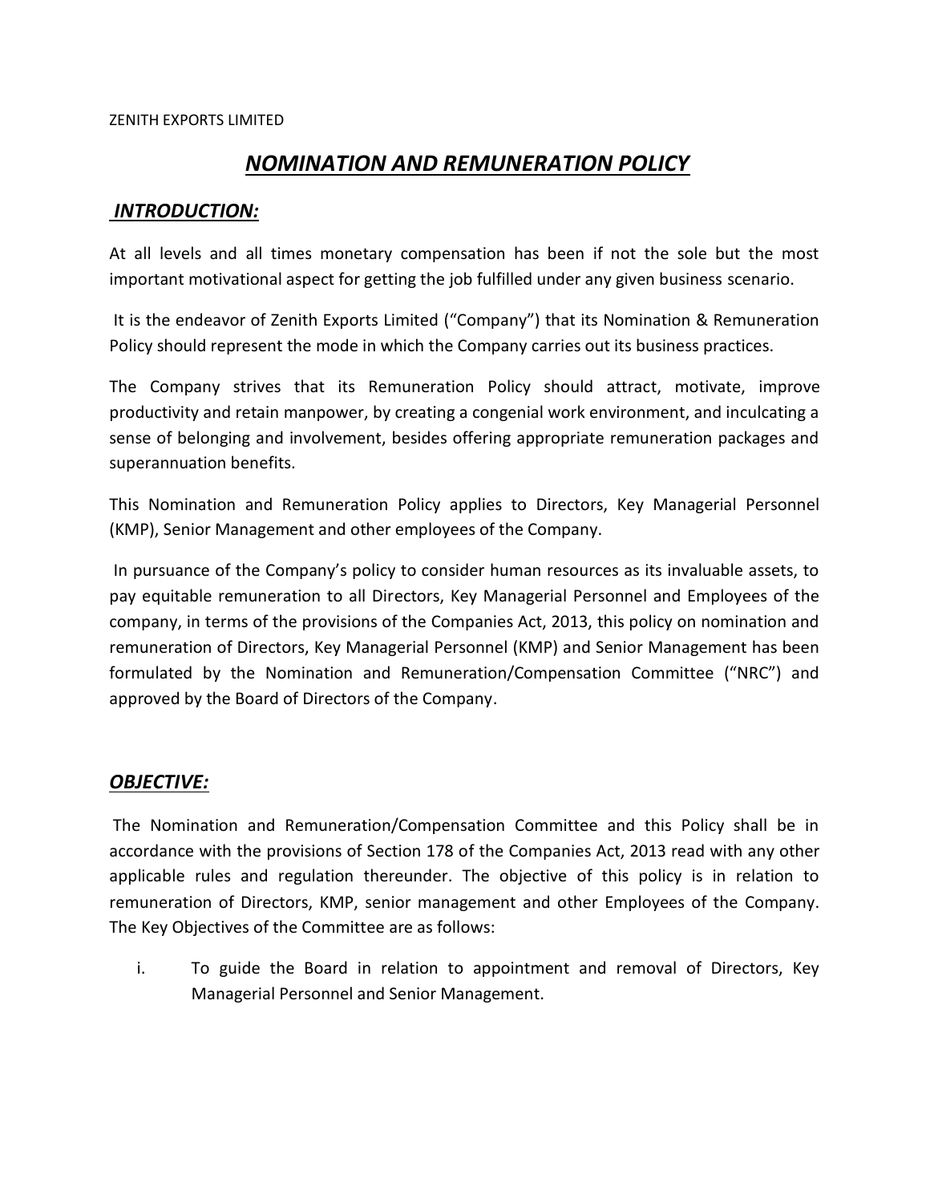ZENITH EXPORTS LIMITED

# ***NOMINATION AND REMUNERATION POLICY***

## ***INTRODUCTION:***

At all levels and all times monetary compensation has been if not the sole but the most important motivational aspect for getting the job fulfilled under any given business scenario.

It is the endeavor of Zenith Exports Limited ("Company") that its Nomination & Remuneration Policy should represent the mode in which the Company carries out its business practices.

The Company strives that its Remuneration Policy should attract, motivate, improve productivity and retain manpower, by creating a congenial work environment, and inculcating a sense of belonging and involvement, besides offering appropriate remuneration packages and superannuation benefits.

This Nomination and Remuneration Policy applies to Directors, Key Managerial Personnel (KMP), Senior Management and other employees of the Company.

In pursuance of the Company's policy to consider human resources as its invaluable assets, to pay equitable remuneration to all Directors, Key Managerial Personnel and Employees of the company, in terms of the provisions of the Companies Act, 2013, this policy on nomination and remuneration of Directors, Key Managerial Personnel (KMP) and Senior Management has been formulated by the Nomination and Remuneration/Compensation Committee ("NRC") and approved by the Board of Directors of the Company.

## ***OBJECTIVE:***

The Nomination and Remuneration/Compensation Committee and this Policy shall be in accordance with the provisions of Section 178 of the Companies Act, 2013 read with any other applicable rules and regulation thereunder. The objective of this policy is in relation to remuneration of Directors, KMP, senior management and other Employees of the Company. The Key Objectives of the Committee are as follows:

i. To guide the Board in relation to appointment and removal of Directors, Key Managerial Personnel and Senior Management.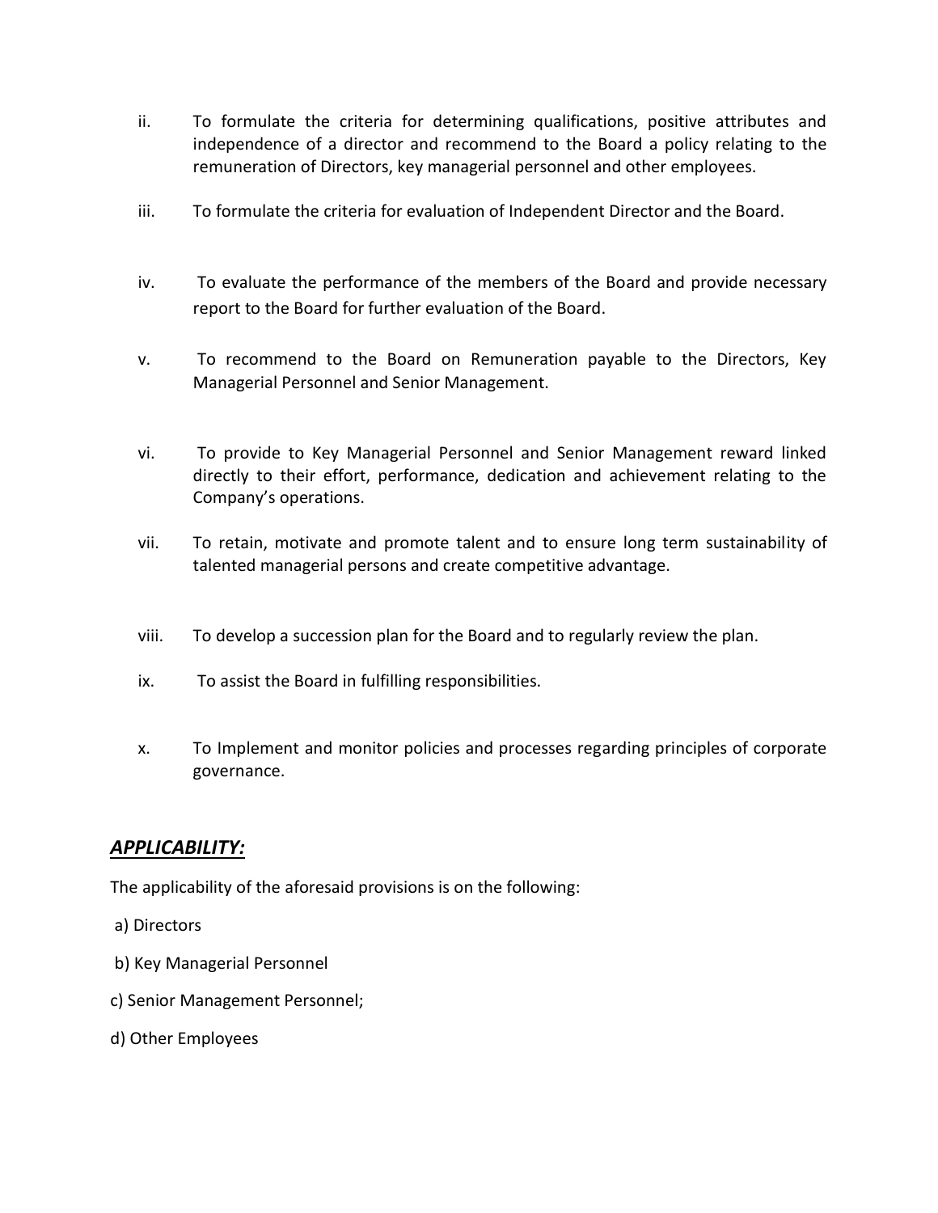ii. To formulate the criteria for determining qualifications, positive attributes and independence of a director and recommend to the Board a policy relating to the remuneration of Directors, key managerial personnel and other employees.

iii. To formulate the criteria for evaluation of Independent Director and the Board.

iv. To evaluate the performance of the members of the Board and provide necessary report to the Board for further evaluation of the Board.

v. To recommend to the Board on Remuneration payable to the Directors, Key Managerial Personnel and Senior Management.

vi. To provide to Key Managerial Personnel and Senior Management reward linked directly to their effort, performance, dedication and achievement relating to the Company's operations.

vii. To retain, motivate and promote talent and to ensure long term sustainability of talented managerial persons and create competitive advantage.

viii. To develop a succession plan for the Board and to regularly review the plan.

ix. To assist the Board in fulfilling responsibilities.

x. To Implement and monitor policies and processes regarding principles of corporate governance.

## ***APPLICABILITY:***

The applicability of the aforesaid provisions is on the following:

a) Directors

b) Key Managerial Personnel

c) Senior Management Personnel;

d) Other Employees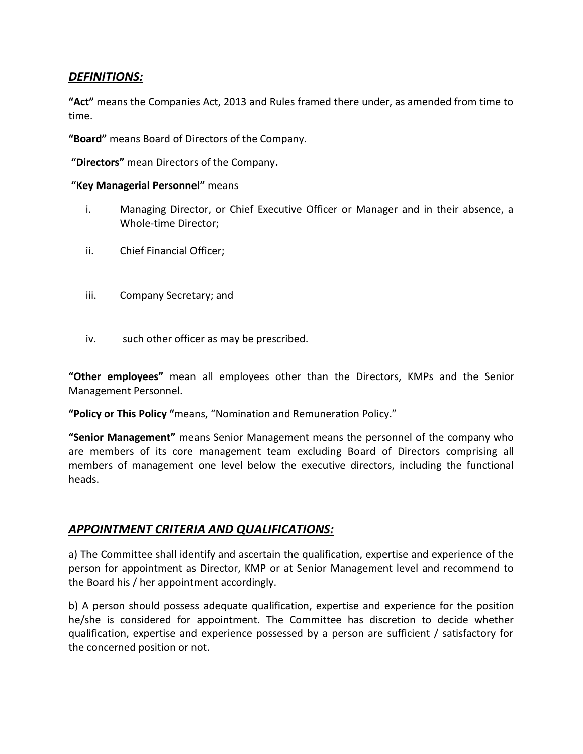## ***DEFINITIONS:***

**"Act"** means the Companies Act, 2013 and Rules framed there under, as amended from time to time.

**"Board"** means Board of Directors of the Company.

**"Directors"** mean Directors of the Company**.**

**"Key Managerial Personnel"** means

i. Managing Director, or Chief Executive Officer or Manager and in their absence, a Whole-time Director;

ii. Chief Financial Officer;

iii. Company Secretary; and

iv. such other officer as may be prescribed.

**"Other employees"** mean all employees other than the Directors, KMPs and the Senior Management Personnel.

**"Policy or This Policy "**means, "Nomination and Remuneration Policy."

**"Senior Management"** means Senior Management means the personnel of the company who are members of its core management team excluding Board of Directors comprising all members of management one level below the executive directors, including the functional heads.

## ***APPOINTMENT CRITERIA AND QUALIFICATIONS:***

a) The Committee shall identify and ascertain the qualification, expertise and experience of the person for appointment as Director, KMP or at Senior Management level and recommend to the Board his / her appointment accordingly.

b) A person should possess adequate qualification, expertise and experience for the position he/she is considered for appointment. The Committee has discretion to decide whether qualification, expertise and experience possessed by a person are sufficient / satisfactory for the concerned position or not.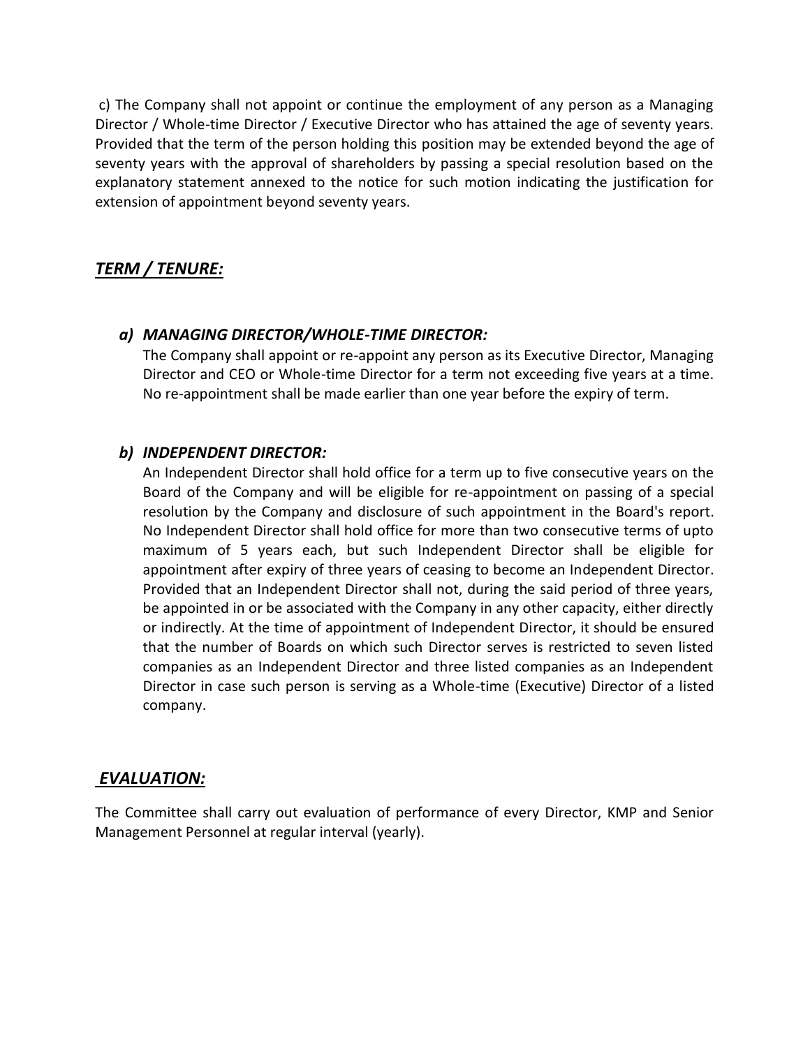c) The Company shall not appoint or continue the employment of any person as a Managing Director / Whole-time Director / Executive Director who has attained the age of seventy years. Provided that the term of the person holding this position may be extended beyond the age of seventy years with the approval of shareholders by passing a special resolution based on the explanatory statement annexed to the notice for such motion indicating the justification for extension of appointment beyond seventy years.

## ***TERM / TENURE:***

### *a) MANAGING DIRECTOR/WHOLE-TIME DIRECTOR:*

The Company shall appoint or re-appoint any person as its Executive Director, Managing Director and CEO or Whole-time Director for a term not exceeding five years at a time. No re-appointment shall be made earlier than one year before the expiry of term.

### *b) INDEPENDENT DIRECTOR:*

An Independent Director shall hold office for a term up to five consecutive years on the Board of the Company and will be eligible for re-appointment on passing of a special resolution by the Company and disclosure of such appointment in the Board's report. No Independent Director shall hold office for more than two consecutive terms of upto maximum of 5 years each, but such Independent Director shall be eligible for appointment after expiry of three years of ceasing to become an Independent Director. Provided that an Independent Director shall not, during the said period of three years, be appointed in or be associated with the Company in any other capacity, either directly or indirectly. At the time of appointment of Independent Director, it should be ensured that the number of Boards on which such Director serves is restricted to seven listed companies as an Independent Director and three listed companies as an Independent Director in case such person is serving as a Whole-time (Executive) Director of a listed company.

## ***EVALUATION:***

The Committee shall carry out evaluation of performance of every Director, KMP and Senior Management Personnel at regular interval (yearly).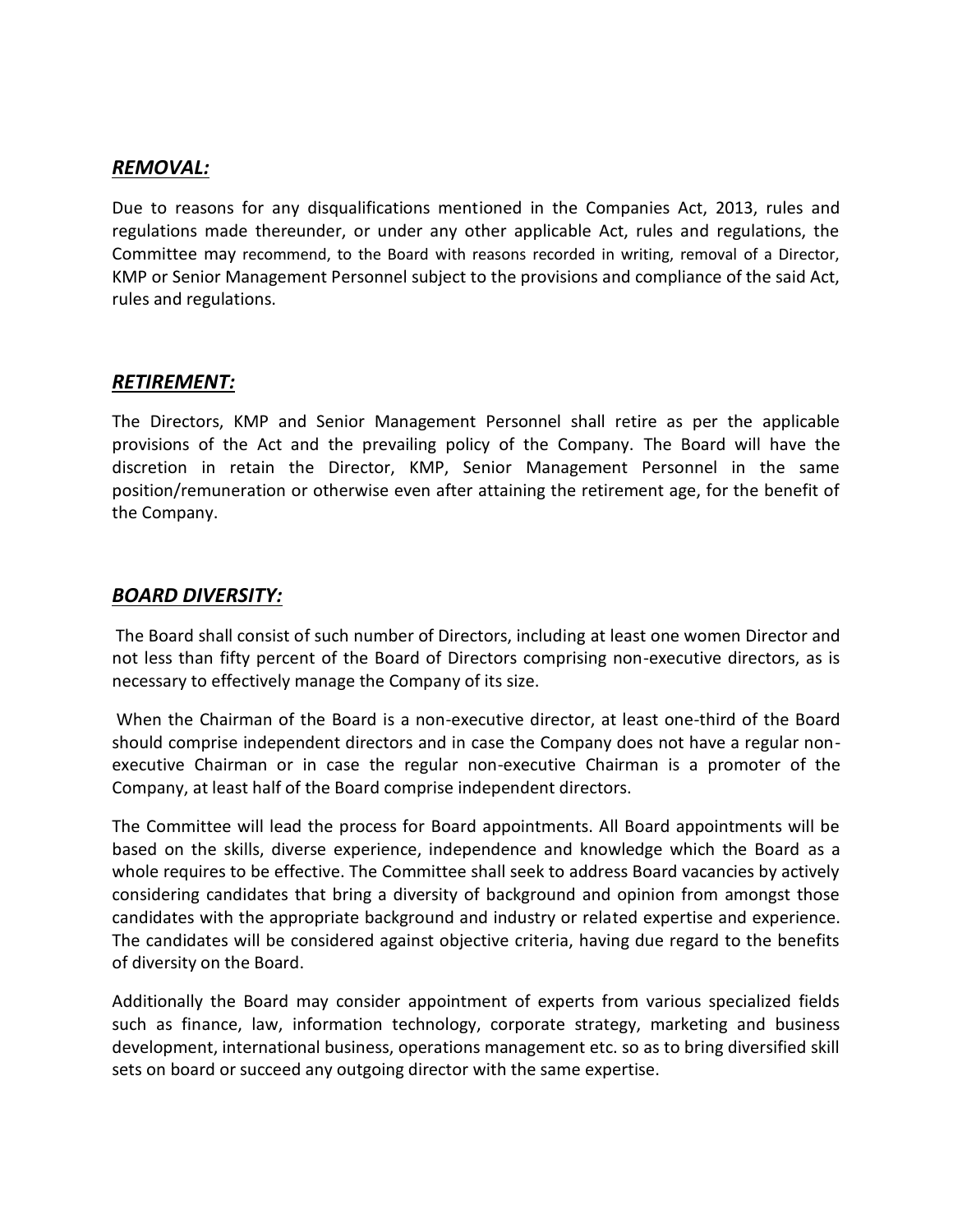## ***REMOVAL:***

Due to reasons for any disqualifications mentioned in the Companies Act, 2013, rules and regulations made thereunder, or under any other applicable Act, rules and regulations, the Committee may recommend, to the Board with reasons recorded in writing, removal of a Director, KMP or Senior Management Personnel subject to the provisions and compliance of the said Act, rules and regulations.

## ***RETIREMENT:***

The Directors, KMP and Senior Management Personnel shall retire as per the applicable provisions of the Act and the prevailing policy of the Company. The Board will have the discretion in retain the Director, KMP, Senior Management Personnel in the same position/remuneration or otherwise even after attaining the retirement age, for the benefit of the Company.

## ***BOARD DIVERSITY:***

The Board shall consist of such number of Directors, including at least one women Director and not less than fifty percent of the Board of Directors comprising non-executive directors, as is necessary to effectively manage the Company of its size.

When the Chairman of the Board is a non-executive director, at least one-third of the Board should comprise independent directors and in case the Company does not have a regular non-executive Chairman or in case the regular non-executive Chairman is a promoter of the Company, at least half of the Board comprise independent directors.

The Committee will lead the process for Board appointments. All Board appointments will be based on the skills, diverse experience, independence and knowledge which the Board as a whole requires to be effective. The Committee shall seek to address Board vacancies by actively considering candidates that bring a diversity of background and opinion from amongst those candidates with the appropriate background and industry or related expertise and experience. The candidates will be considered against objective criteria, having due regard to the benefits of diversity on the Board.

Additionally the Board may consider appointment of experts from various specialized fields such as finance, law, information technology, corporate strategy, marketing and business development, international business, operations management etc. so as to bring diversified skill sets on board or succeed any outgoing director with the same expertise.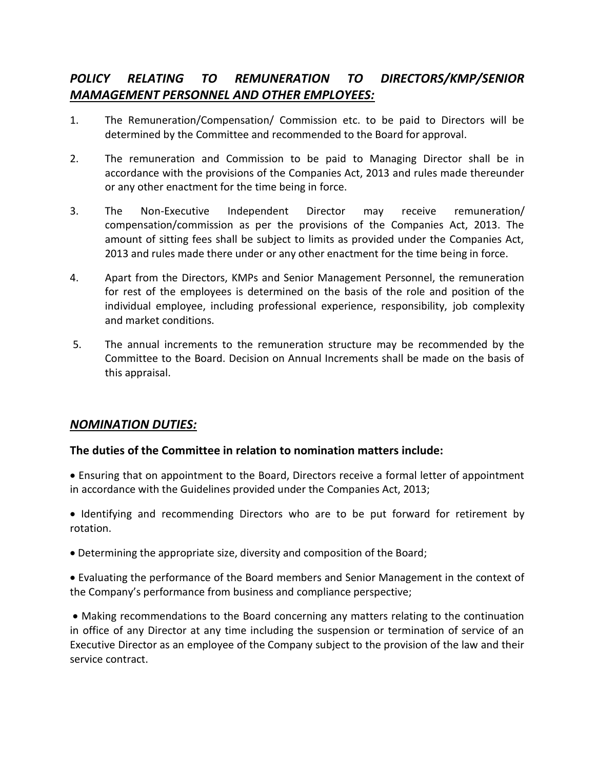## ***POLICY RELATING TO REMUNERATION TO DIRECTORS/KMP/SENIOR MAMAGEMENT PERSONNEL AND OTHER EMPLOYEES:***

1. The Remuneration/Compensation/ Commission etc. to be paid to Directors will be determined by the Committee and recommended to the Board for approval.

2. The remuneration and Commission to be paid to Managing Director shall be in accordance with the provisions of the Companies Act, 2013 and rules made thereunder or any other enactment for the time being in force.

3. The Non-Executive Independent Director may receive remuneration/ compensation/commission as per the provisions of the Companies Act, 2013. The amount of sitting fees shall be subject to limits as provided under the Companies Act, 2013 and rules made there under or any other enactment for the time being in force.

4. Apart from the Directors, KMPs and Senior Management Personnel, the remuneration for rest of the employees is determined on the basis of the role and position of the individual employee, including professional experience, responsibility, job complexity and market conditions.

5. The annual increments to the remuneration structure may be recommended by the Committee to the Board. Decision on Annual Increments shall be made on the basis of this appraisal.

## ***NOMINATION DUTIES:***

**The duties of the Committee in relation to nomination matters include:**

- Ensuring that on appointment to the Board, Directors receive a formal letter of appointment in accordance with the Guidelines provided under the Companies Act, 2013;

- Identifying and recommending Directors who are to be put forward for retirement by rotation.

- Determining the appropriate size, diversity and composition of the Board;

- Evaluating the performance of the Board members and Senior Management in the context of the Company's performance from business and compliance perspective;

- Making recommendations to the Board concerning any matters relating to the continuation in office of any Director at any time including the suspension or termination of service of an Executive Director as an employee of the Company subject to the provision of the law and their service contract.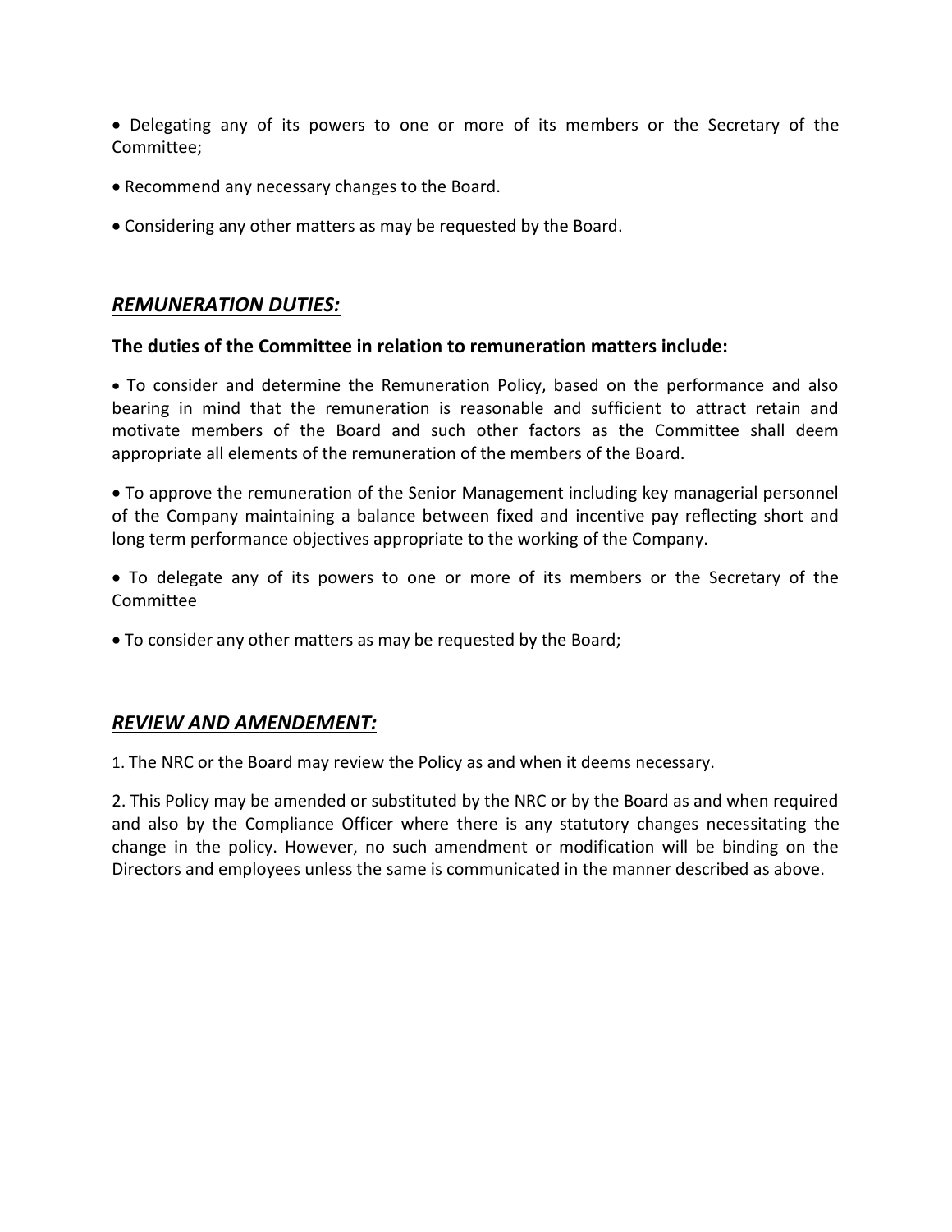- Delegating any of its powers to one or more of its members or the Secretary of the Committee;
- Recommend any necessary changes to the Board.
- Considering any other matters as may be requested by the Board.

## ***REMUNERATION DUTIES:***

**The duties of the Committee in relation to remuneration matters include:**

- To consider and determine the Remuneration Policy, based on the performance and also bearing in mind that the remuneration is reasonable and sufficient to attract retain and motivate members of the Board and such other factors as the Committee shall deem appropriate all elements of the remuneration of the members of the Board.
- To approve the remuneration of the Senior Management including key managerial personnel of the Company maintaining a balance between fixed and incentive pay reflecting short and long term performance objectives appropriate to the working of the Company.
- To delegate any of its powers to one or more of its members or the Secretary of the Committee
- To consider any other matters as may be requested by the Board;

## ***REVIEW AND AMENDEMENT:***

1. The NRC or the Board may review the Policy as and when it deems necessary.

2. This Policy may be amended or substituted by the NRC or by the Board as and when required and also by the Compliance Officer where there is any statutory changes necessitating the change in the policy. However, no such amendment or modification will be binding on the Directors and employees unless the same is communicated in the manner described as above.